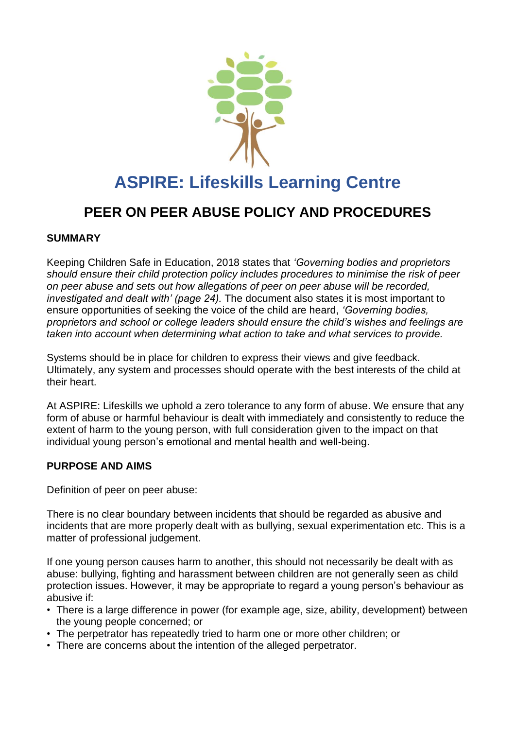# ASPIRE: Lifeskills Learning Centre

## PEER ON PEER ABUSE POLICY AND PROCEDURES

### SUMMARY

Keeping Children Safe in Education, 2018 states that *'Governing bodies and proprietors should ensure their child protection policy includes procedures to minimise the risk of peer on peer abuse and sets out how allegations of peer on peer abuse will be recorded, investigated and dealt with' (page 24).* The document also states it is most important to ensure opportunities of seeking the voice of the child are heard, *'Governing bodies, proprietors and school or college leaders should ensure the child's wishes and feelings are taken into account when determining what action to take and what services to provide.*

Systems should be in place for children to express their views and give feedback. Ultimately, any system and processes should operate with the best interests of the child at their heart.

At ASPIRE: Lifeskills we uphold a zero tolerance to any form of abuse. We ensure that any form of abuse or harmful behaviour is dealt with immediately and consistently to reduce the extent of harm to the young person, with full consideration given to the impact on that individual young person's emotional and mental health and well-being.

### PURPOSE AND AIMS

Definition of peer on peer abuse:

There is no clear boundary between incidents that should be regarded as abusive and incidents that are more properly dealt with as bullying, sexual experimentation etc. This is a matter of professional judgement.

If one young person causes harm to another, this should not necessarily be dealt with as abuse: bullying, fighting and harassment between children are not generally seen as child protection issues. However, it may be appropriate to regard a young person's behaviour as abusive if:

- There is a large difference in power (for example age, size, ability, development) between the young people concerned; or
- The perpetrator has repeatedly tried to harm one or more other children; or
- There are concerns about the intention of the alleged perpetrator.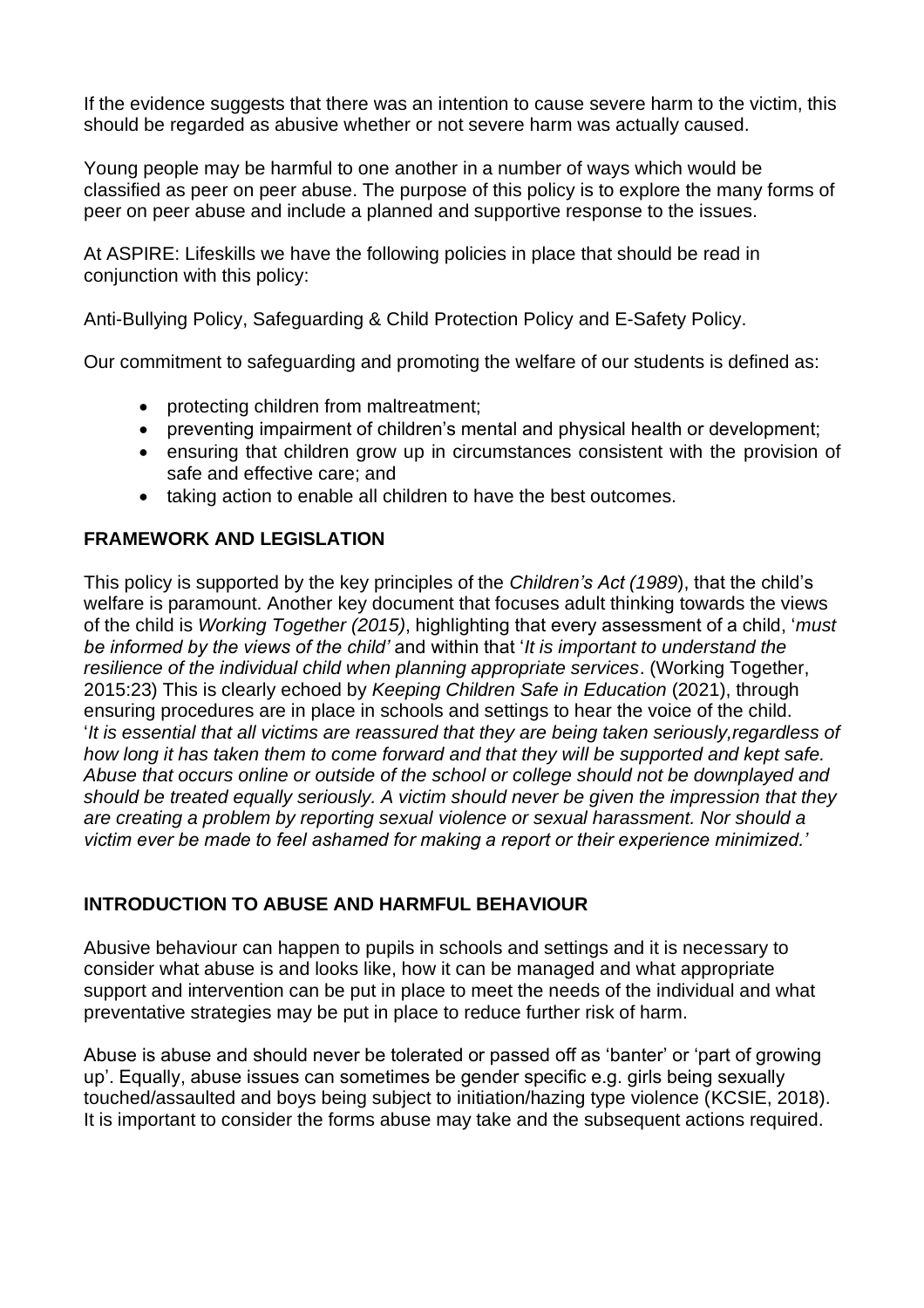If the evidence suggests that there was an intention to cause severe harm to the victim, this should be regarded as abusive whether or not severe harm was actually caused.

Young people may be harmful to one another in a number of ways which would be classified as peer on peer abuse. The purpose of this policy is to explore the many forms of peer on peer abuse and include a planned and supportive response to the issues.

At ASPIRE: Lifeskills we have the following policies in place that should be read in conjunction with this policy:

Anti-Bullying Policy, Safeguarding & Child Protection Policy and E-Safety Policy.

Our commitment to safeguarding and promoting the welfare of our students is defined as:

- protecting children from maltreatment;
- preventing impairment of children's mental and physical health or development;
- ensuring that children grow up in circumstances consistent with the provision of safe and effective care; and
- taking action to enable all children to have the best outcomes.

## FRAMEWORK AND LEGISLATION

This policy is supported by the key principles of the *Children's Act (1989*), that the child's welfare is paramount. Another key document that focuses adult thinking towards the views of the child is *Working Together (2015)*, highlighting that every assessment of a child, '*must be informed by the views of the child'* and within that '*It is important to understand the resilience of the individual child when planning appropriate services*. (Working Together, 2015:23) This is clearly echoed by *Keeping Children Safe in Education* (2021), through ensuring procedures are in place in schools and settings to hear the voice of the child. '*It is essential that all victims are reassured that they are being taken seriously,regardless of how long it has taken them to come forward and that they will be supported and kept safe. Abuse that occurs online or outside of the school or college should not be downplayed and should be treated equally seriously. A victim should never be given the impression that they are creating a problem by reporting sexual violence or sexual harassment. Nor should a victim ever be made to feel ashamed for making a report or their experience minimized.'*

## INTRODUCTION TO ABUSE AND HARMFUL BEHAVIOUR

Abusive behaviour can happen to pupils in schools and settings and it is necessary to consider what abuse is and looks like, how it can be managed and what appropriate support and intervention can be put in place to meet the needs of the individual and what preventative strategies may be put in place to reduce further risk of harm.

Abuse is abuse and should never be tolerated or passed off as 'banter' or 'part of growing up'. Equally, abuse issues can sometimes be gender specific e.g. girls being sexually touched/assaulted and boys being subject to initiation/hazing type violence (KCSIE, 2018). It is important to consider the forms abuse may take and the subsequent actions required.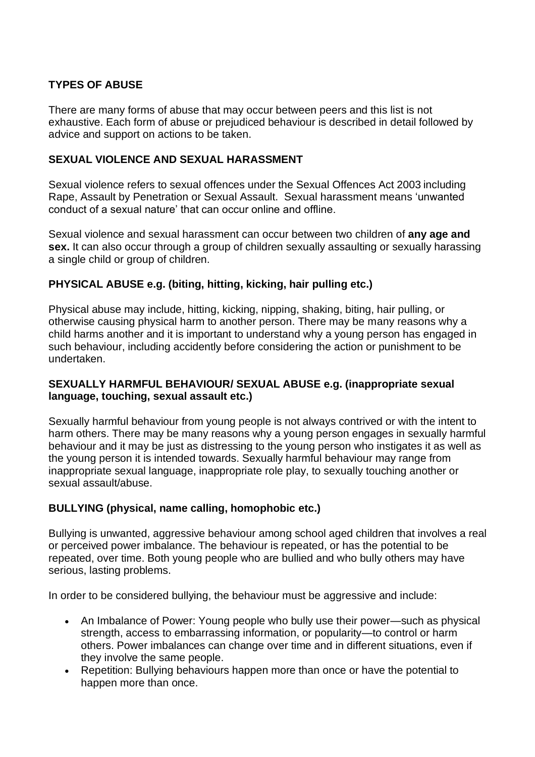**TYPES OF ABUSE**

There are many forms of abuse that may occur between peers and this list is not exhaustive. Each form of abuse or prejudiced behaviour is described in detail followed by advice and support on actions to be taken.

**SEXUAL VIOLENCE AND SEXUAL HARASSMENT**

Sexual violence refers to sexual offences under the Sexual Offences Act 2003 including Rape, Assault by Penetration or Sexual Assault. Sexual harassment means 'unwanted conduct of a sexual nature' that can occur online and offline.

Sexual violence and sexual harassment can occur between two children of **any age and sex.** It can also occur through a group of children sexually assaulting or sexually harassing a single child or group of children.

**PHYSICAL ABUSE e.g. (biting, hitting, kicking, hair pulling etc.)**

Physical abuse may include, hitting, kicking, nipping, shaking, biting, hair pulling, or otherwise causing physical harm to another person. There may be many reasons why a child harms another and it is important to understand why a young person has engaged in such behaviour, including accidently before considering the action or punishment to be undertaken.

**SEXUALLY HARMFUL BEHAVIOUR/ SEXUAL ABUSE e.g. (inappropriate sexual language, touching, sexual assault etc.)**

Sexually harmful behaviour from young people is not always contrived or with the intent to harm others. There may be many reasons why a young person engages in sexually harmful behaviour and it may be just as distressing to the young person who instigates it as well as the young person it is intended towards. Sexually harmful behaviour may range from inappropriate sexual language, inappropriate role play, to sexually touching another or sexual assault/abuse.

**BULLYING (physical, name calling, homophobic etc.)**

Bullying is unwanted, aggressive behaviour among school aged children that involves a real or perceived power imbalance. The behaviour is repeated, or has the potential to be repeated, over time. Both young people who are bullied and who bully others may have serious, lasting problems.

In order to be considered bullying, the behaviour must be aggressive and include:

- An Imbalance of Power: Young people who bully use their power—such as physical strength, access to embarrassing information, or popularity—to control or harm others. Power imbalances can change over time and in different situations, even if they involve the same people.
- Repetition: Bullying behaviours happen more than once or have the potential to happen more than once.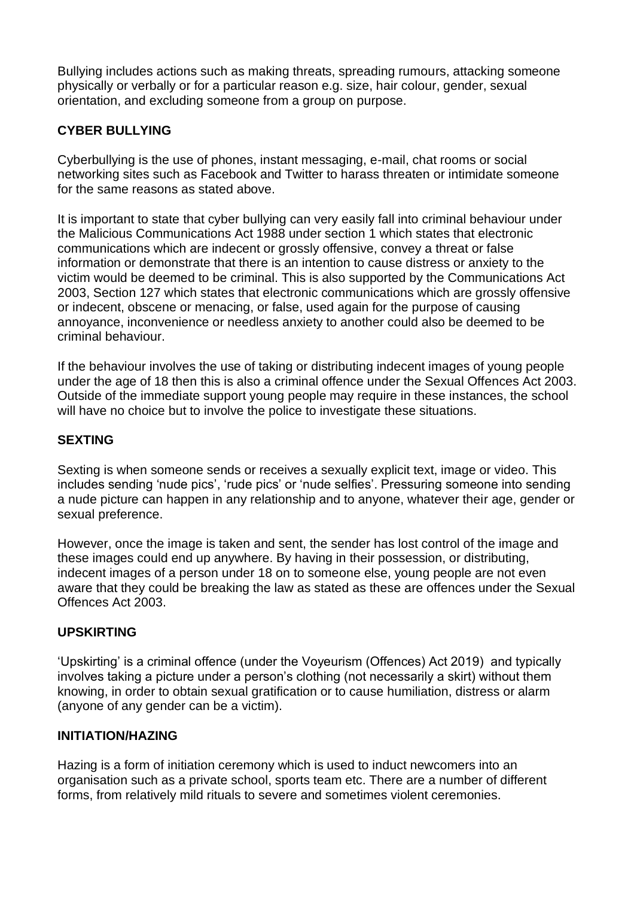Bullying includes actions such as making threats, spreading rumours, attacking someone physically or verbally or for a particular reason e.g. size, hair colour, gender, sexual orientation, and excluding someone from a group on purpose.

## CYBER BULLYING

Cyberbullying is the use of phones, instant messaging, e-mail, chat rooms or social networking sites such as Facebook and Twitter to harass threaten or intimidate someone for the same reasons as stated above.

It is important to state that cyber bullying can very easily fall into criminal behaviour under the Malicious Communications Act 1988 under section 1 which states that electronic communications which are indecent or grossly offensive, convey a threat or false information or demonstrate that there is an intention to cause distress or anxiety to the victim would be deemed to be criminal. This is also supported by the Communications Act 2003, Section 127 which states that electronic communications which are grossly offensive or indecent, obscene or menacing, or false, used again for the purpose of causing annoyance, inconvenience or needless anxiety to another could also be deemed to be criminal behaviour.

If the behaviour involves the use of taking or distributing indecent images of young people under the age of 18 then this is also a criminal offence under the Sexual Offences Act 2003. Outside of the immediate support young people may require in these instances, the school will have no choice but to involve the police to investigate these situations.

## SEXTING

Sexting is when someone sends or receives a sexually explicit text, image or video. This includes sending 'nude pics', 'rude pics' or 'nude selfies'. Pressuring someone into sending a nude picture can happen in any relationship and to anyone, whatever their age, gender or sexual preference.

However, once the image is taken and sent, the sender has lost control of the image and these images could end up anywhere. By having in their possession, or distributing, indecent images of a person under 18 on to someone else, young people are not even aware that they could be breaking the law as stated as these are offences under the Sexual Offences Act 2003.

## UPSKIRTING

'Upskirting' is a criminal offence (under the Voyeurism (Offences) Act 2019) and typically involves taking a picture under a person's clothing (not necessarily a skirt) without them knowing, in order to obtain sexual gratification or to cause humiliation, distress or alarm (anyone of any gender can be a victim).

## INITIATION/HAZING

Hazing is a form of initiation ceremony which is used to induct newcomers into an organisation such as a private school, sports team etc. There are a number of different forms, from relatively mild rituals to severe and sometimes violent ceremonies.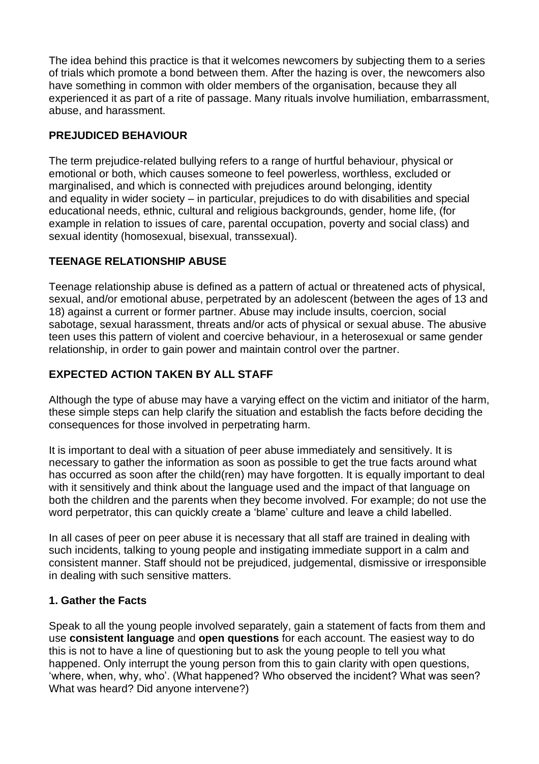The idea behind this practice is that it welcomes newcomers by subjecting them to a series of trials which promote a bond between them. After the hazing is over, the newcomers also have something in common with older members of the organisation, because they all experienced it as part of a rite of passage. Many rituals involve humiliation, embarrassment, abuse, and harassment.

## PREJUDICED BEHAVIOUR

The term prejudice-related bullying refers to a range of hurtful behaviour, physical or emotional or both, which causes someone to feel powerless, worthless, excluded or marginalised, and which is connected with prejudices around belonging, identity and equality in wider society – in particular, prejudices to do with disabilities and special educational needs, ethnic, cultural and religious backgrounds, gender, home life, (for example in relation to issues of care, parental occupation, poverty and social class) and sexual identity (homosexual, bisexual, transsexual).

## TEENAGE RELATIONSHIP ABUSE

Teenage relationship abuse is defined as a pattern of actual or threatened acts of physical, sexual, and/or emotional abuse, perpetrated by an adolescent (between the ages of 13 and 18) against a current or former partner. Abuse may include insults, coercion, social sabotage, sexual harassment, threats and/or acts of physical or sexual abuse. The abusive teen uses this pattern of violent and coercive behaviour, in a heterosexual or same gender relationship, in order to gain power and maintain control over the partner.

## EXPECTED ACTION TAKEN BY ALL STAFF

Although the type of abuse may have a varying effect on the victim and initiator of the harm, these simple steps can help clarify the situation and establish the facts before deciding the consequences for those involved in perpetrating harm.

It is important to deal with a situation of peer abuse immediately and sensitively. It is necessary to gather the information as soon as possible to get the true facts around what has occurred as soon after the child(ren) may have forgotten. It is equally important to deal with it sensitively and think about the language used and the impact of that language on both the children and the parents when they become involved. For example; do not use the word perpetrator, this can quickly create a 'blame' culture and leave a child labelled.

In all cases of peer on peer abuse it is necessary that all staff are trained in dealing with such incidents, talking to young people and instigating immediate support in a calm and consistent manner. Staff should not be prejudiced, judgemental, dismissive or irresponsible in dealing with such sensitive matters.

### 1. Gather the Facts

Speak to all the young people involved separately, gain a statement of facts from them and use **consistent language** and **open questions** for each account. The easiest way to do this is not to have a line of questioning but to ask the young people to tell you what happened. Only interrupt the young person from this to gain clarity with open questions, 'where, when, why, who'. (What happened? Who observed the incident? What was seen? What was heard? Did anyone intervene?)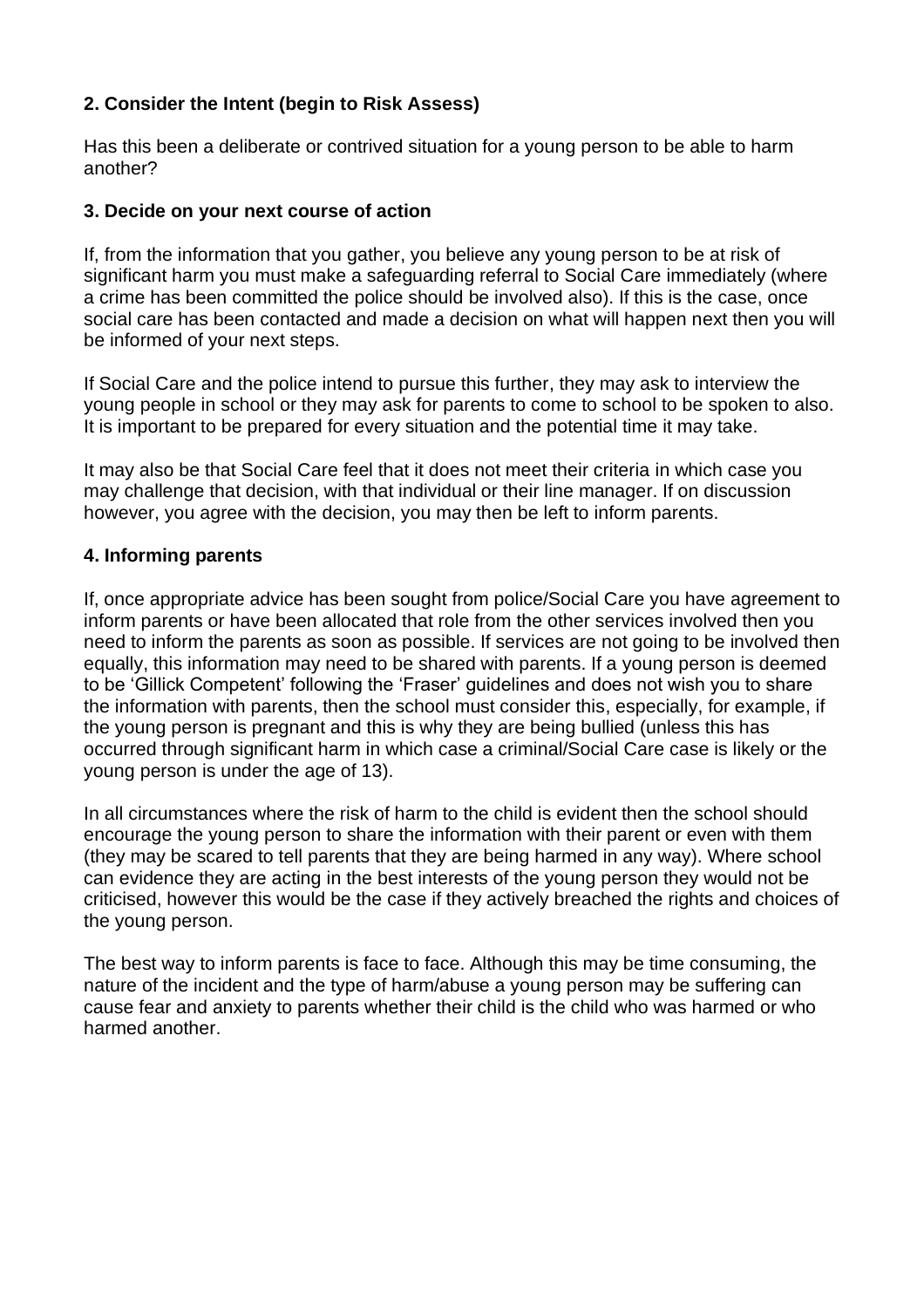**2. Consider the Intent (begin to Risk Assess)**

Has this been a deliberate or contrived situation for a young person to be able to harm another?

**3. Decide on your next course of action**

If, from the information that you gather, you believe any young person to be at risk of significant harm you must make a safeguarding referral to Social Care immediately (where a crime has been committed the police should be involved also). If this is the case, once social care has been contacted and made a decision on what will happen next then you will be informed of your next steps.

If Social Care and the police intend to pursue this further, they may ask to interview the young people in school or they may ask for parents to come to school to be spoken to also. It is important to be prepared for every situation and the potential time it may take.

It may also be that Social Care feel that it does not meet their criteria in which case you may challenge that decision, with that individual or their line manager. If on discussion however, you agree with the decision, you may then be left to inform parents.

**4. Informing parents**

If, once appropriate advice has been sought from police/Social Care you have agreement to inform parents or have been allocated that role from the other services involved then you need to inform the parents as soon as possible. If services are not going to be involved then equally, this information may need to be shared with parents. If a young person is deemed to be 'Gillick Competent' following the 'Fraser' guidelines and does not wish you to share the information with parents, then the school must consider this, especially, for example, if the young person is pregnant and this is why they are being bullied (unless this has occurred through significant harm in which case a criminal/Social Care case is likely or the young person is under the age of 13).

In all circumstances where the risk of harm to the child is evident then the school should encourage the young person to share the information with their parent or even with them (they may be scared to tell parents that they are being harmed in any way). Where school can evidence they are acting in the best interests of the young person they would not be criticised, however this would be the case if they actively breached the rights and choices of the young person.

The best way to inform parents is face to face. Although this may be time consuming, the nature of the incident and the type of harm/abuse a young person may be suffering can cause fear and anxiety to parents whether their child is the child who was harmed or who harmed another.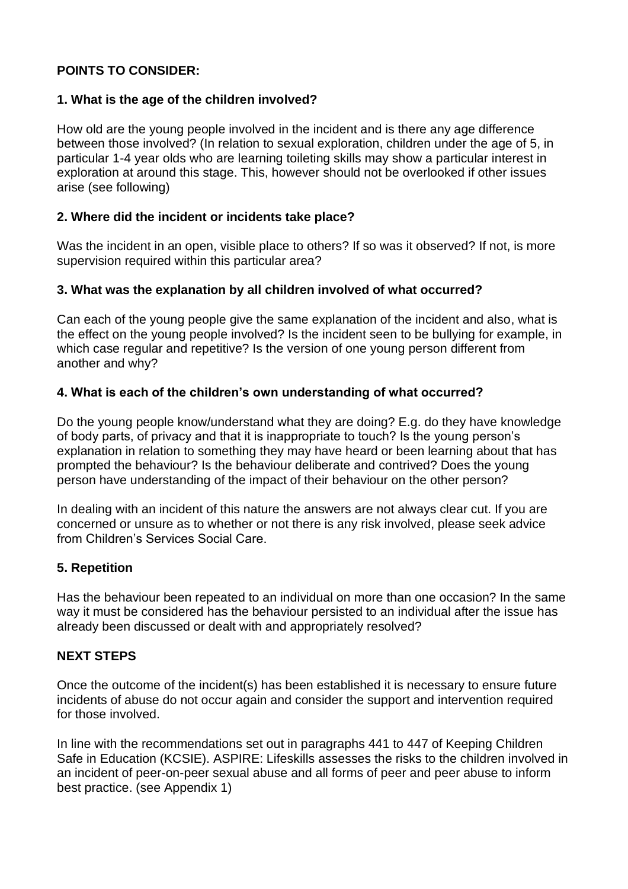**POINTS TO CONSIDER:**

**1. What is the age of the children involved?**

How old are the young people involved in the incident and is there any age difference between those involved? (In relation to sexual exploration, children under the age of 5, in particular 1-4 year olds who are learning toileting skills may show a particular interest in exploration at around this stage. This, however should not be overlooked if other issues arise (see following)

**2. Where did the incident or incidents take place?**

Was the incident in an open, visible place to others? If so was it observed? If not, is more supervision required within this particular area?

**3. What was the explanation by all children involved of what occurred?**

Can each of the young people give the same explanation of the incident and also, what is the effect on the young people involved? Is the incident seen to be bullying for example, in which case regular and repetitive? Is the version of one young person different from another and why?

**4. What is each of the children's own understanding of what occurred?**

Do the young people know/understand what they are doing? E.g. do they have knowledge of body parts, of privacy and that it is inappropriate to touch? Is the young person's explanation in relation to something they may have heard or been learning about that has prompted the behaviour? Is the behaviour deliberate and contrived? Does the young person have understanding of the impact of their behaviour on the other person?

In dealing with an incident of this nature the answers are not always clear cut. If you are concerned or unsure as to whether or not there is any risk involved, please seek advice from Children's Services Social Care.

**5. Repetition**

Has the behaviour been repeated to an individual on more than one occasion? In the same way it must be considered has the behaviour persisted to an individual after the issue has already been discussed or dealt with and appropriately resolved?

**NEXT STEPS**

Once the outcome of the incident(s) has been established it is necessary to ensure future incidents of abuse do not occur again and consider the support and intervention required for those involved.

In line with the recommendations set out in paragraphs 441 to 447 of Keeping Children Safe in Education (KCSIE). ASPIRE: Lifeskills assesses the risks to the children involved in an incident of peer-on-peer sexual abuse and all forms of peer and peer abuse to inform best practice. (see Appendix 1)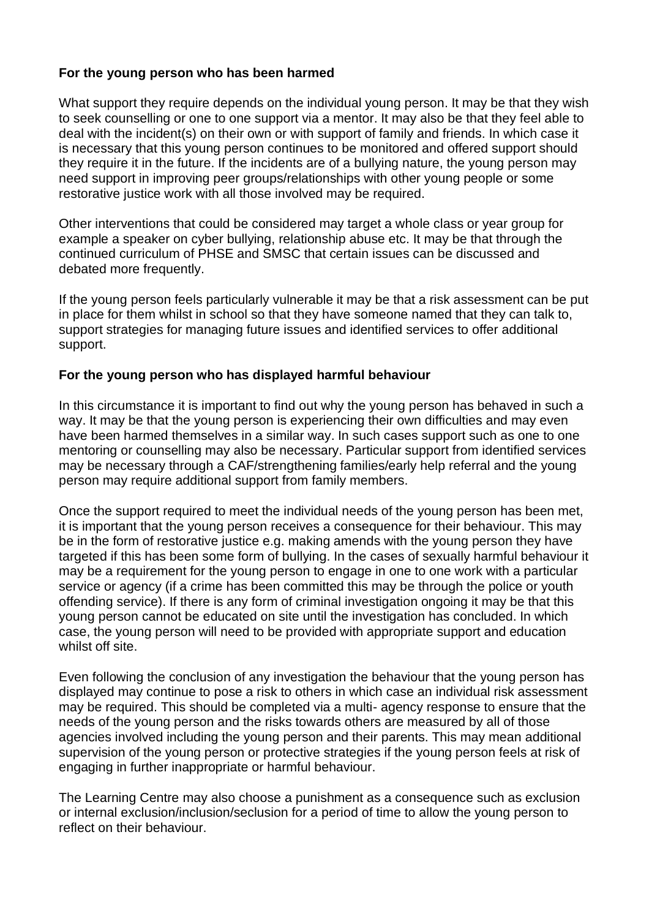**For the young person who has been harmed**

What support they require depends on the individual young person. It may be that they wish to seek counselling or one to one support via a mentor. It may also be that they feel able to deal with the incident(s) on their own or with support of family and friends. In which case it is necessary that this young person continues to be monitored and offered support should they require it in the future. If the incidents are of a bullying nature, the young person may need support in improving peer groups/relationships with other young people or some restorative justice work with all those involved may be required.

Other interventions that could be considered may target a whole class or year group for example a speaker on cyber bullying, relationship abuse etc. It may be that through the continued curriculum of PHSE and SMSC that certain issues can be discussed and debated more frequently.

If the young person feels particularly vulnerable it may be that a risk assessment can be put in place for them whilst in school so that they have someone named that they can talk to, support strategies for managing future issues and identified services to offer additional support.

**For the young person who has displayed harmful behaviour**

In this circumstance it is important to find out why the young person has behaved in such a way. It may be that the young person is experiencing their own difficulties and may even have been harmed themselves in a similar way. In such cases support such as one to one mentoring or counselling may also be necessary. Particular support from identified services may be necessary through a CAF/strengthening families/early help referral and the young person may require additional support from family members.

Once the support required to meet the individual needs of the young person has been met, it is important that the young person receives a consequence for their behaviour. This may be in the form of restorative justice e.g. making amends with the young person they have targeted if this has been some form of bullying. In the cases of sexually harmful behaviour it may be a requirement for the young person to engage in one to one work with a particular service or agency (if a crime has been committed this may be through the police or youth offending service). If there is any form of criminal investigation ongoing it may be that this young person cannot be educated on site until the investigation has concluded. In which case, the young person will need to be provided with appropriate support and education whilst off site.

Even following the conclusion of any investigation the behaviour that the young person has displayed may continue to pose a risk to others in which case an individual risk assessment may be required. This should be completed via a multi- agency response to ensure that the needs of the young person and the risks towards others are measured by all of those agencies involved including the young person and their parents. This may mean additional supervision of the young person or protective strategies if the young person feels at risk of engaging in further inappropriate or harmful behaviour.

The Learning Centre may also choose a punishment as a consequence such as exclusion or internal exclusion/inclusion/seclusion for a period of time to allow the young person to reflect on their behaviour.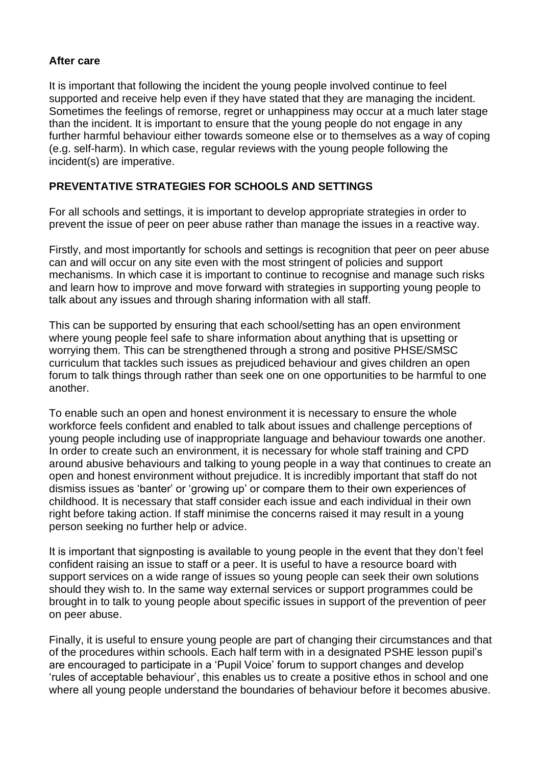**After care**

It is important that following the incident the young people involved continue to feel supported and receive help even if they have stated that they are managing the incident. Sometimes the feelings of remorse, regret or unhappiness may occur at a much later stage than the incident. It is important to ensure that the young people do not engage in any further harmful behaviour either towards someone else or to themselves as a way of coping (e.g. self-harm). In which case, regular reviews with the young people following the incident(s) are imperative.

## PREVENTATIVE STRATEGIES FOR SCHOOLS AND SETTINGS

For all schools and settings, it is important to develop appropriate strategies in order to prevent the issue of peer on peer abuse rather than manage the issues in a reactive way.

Firstly, and most importantly for schools and settings is recognition that peer on peer abuse can and will occur on any site even with the most stringent of policies and support mechanisms. In which case it is important to continue to recognise and manage such risks and learn how to improve and move forward with strategies in supporting young people to talk about any issues and through sharing information with all staff.

This can be supported by ensuring that each school/setting has an open environment where young people feel safe to share information about anything that is upsetting or worrying them. This can be strengthened through a strong and positive PHSE/SMSC curriculum that tackles such issues as prejudiced behaviour and gives children an open forum to talk things through rather than seek one on one opportunities to be harmful to one another.

To enable such an open and honest environment it is necessary to ensure the whole workforce feels confident and enabled to talk about issues and challenge perceptions of young people including use of inappropriate language and behaviour towards one another. In order to create such an environment, it is necessary for whole staff training and CPD around abusive behaviours and talking to young people in a way that continues to create an open and honest environment without prejudice. It is incredibly important that staff do not dismiss issues as 'banter' or 'growing up' or compare them to their own experiences of childhood. It is necessary that staff consider each issue and each individual in their own right before taking action. If staff minimise the concerns raised it may result in a young person seeking no further help or advice.

It is important that signposting is available to young people in the event that they don't feel confident raising an issue to staff or a peer. It is useful to have a resource board with support services on a wide range of issues so young people can seek their own solutions should they wish to. In the same way external services or support programmes could be brought in to talk to young people about specific issues in support of the prevention of peer on peer abuse.

Finally, it is useful to ensure young people are part of changing their circumstances and that of the procedures within schools. Each half term with in a designated PSHE lesson pupil's are encouraged to participate in a 'Pupil Voice' forum to support changes and develop 'rules of acceptable behaviour', this enables us to create a positive ethos in school and one where all young people understand the boundaries of behaviour before it becomes abusive.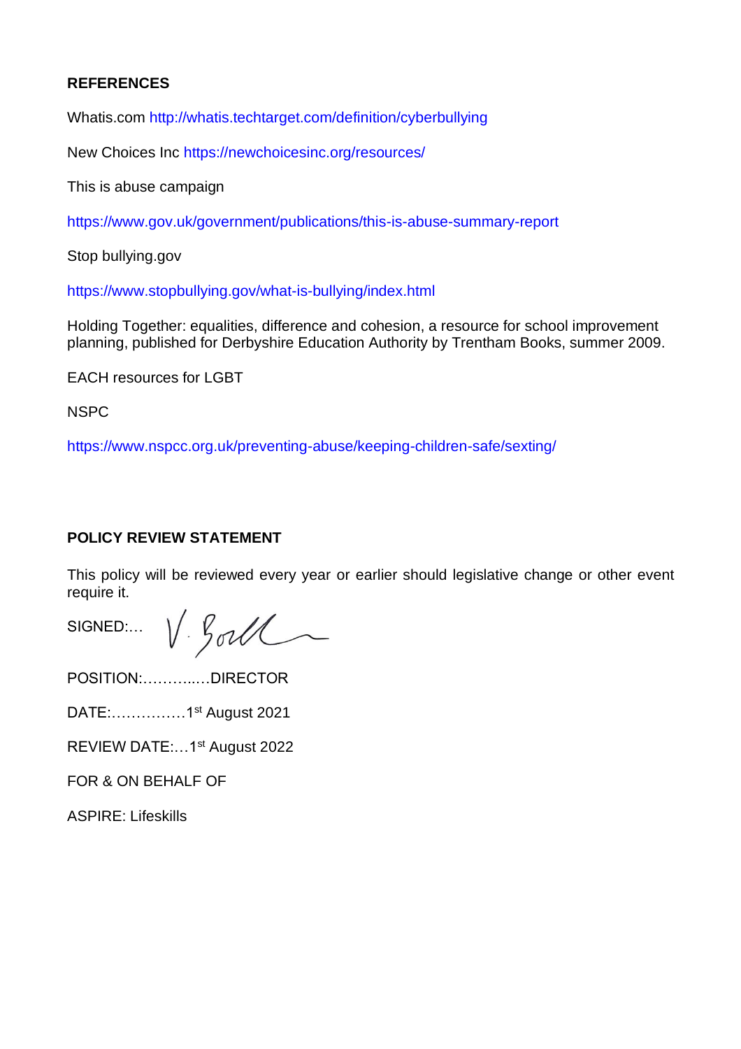**REFERENCES**

Whatis.com http://whatis.techtarget.com/definition/cyberbullying

New Choices Inc https://newchoicesinc.org/resources/

This is abuse campaign

https://www.gov.uk/government/publications/this-is-abuse-summary-report

Stop bullying.gov

https://www.stopbullying.gov/what-is-bullying/index.html

Holding Together: equalities, difference and cohesion, a resource for school improvement planning, published for Derbyshire Education Authority by Trentham Books, summer 2009.

EACH resources for LGBT

NSPC

https://www.nspcc.org.uk/preventing-abuse/keeping-children-safe/sexting/

**POLICY REVIEW STATEMENT**

This policy will be reviewed every year or earlier should legislative change or other event require it.

SIGNED:… V. Boll

POSITION:………..…DIRECTOR

DATE:……………1st August 2021

REVIEW DATE:…1st August 2022

FOR & ON BEHALF OF

ASPIRE: Lifeskills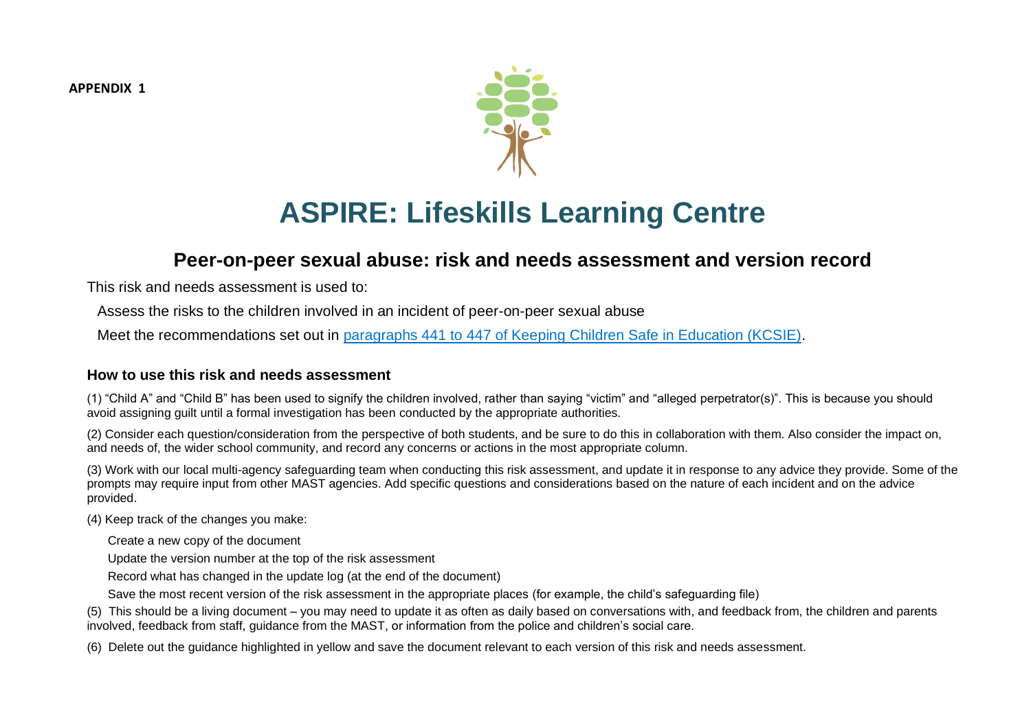**APPENDIX 1**

# ASPIRE: Lifeskills Learning Centre

## Peer-on-peer sexual abuse: risk and needs assessment and version record

This risk and needs assessment is used to:

- Assess the risks to the children involved in an incident of peer-on-peer sexual abuse
- Meet the recommendations set out in [paragraphs 441 to 447 of Keeping Children Safe in Education (KCSIE)](#).

### How to use this risk and needs assessment

(1) "Child A" and "Child B" has been used to signify the children involved, rather than saying "victim" and "alleged perpetrator(s)". This is because you should avoid assigning guilt until a formal investigation has been conducted by the appropriate authorities.

(2) Consider each question/consideration from the perspective of both students, and be sure to do this in collaboration with them. Also consider the impact on, and needs of, the wider school community, and record any concerns or actions in the most appropriate column.

(3) Work with our local multi-agency safeguarding team when conducting this risk assessment, and update it in response to any advice they provide. Some of the prompts may require input from other MAST agencies. Add specific questions and considerations based on the nature of each incident and on the advice provided.

(4) Keep track of the changes you make:

- Create a new copy of the document
- Update the version number at the top of the risk assessment
- Record what has changed in the update log (at the end of the document)
- Save the most recent version of the risk assessment in the appropriate places (for example, the child's safeguarding file)

(5) This should be a living document – you may need to update it as often as daily based on conversations with, and feedback from, the children and parents involved, feedback from staff, guidance from the MAST, or information from the police and children's social care.

(6) Delete out the guidance highlighted in yellow and save the document relevant to each version of this risk and needs assessment.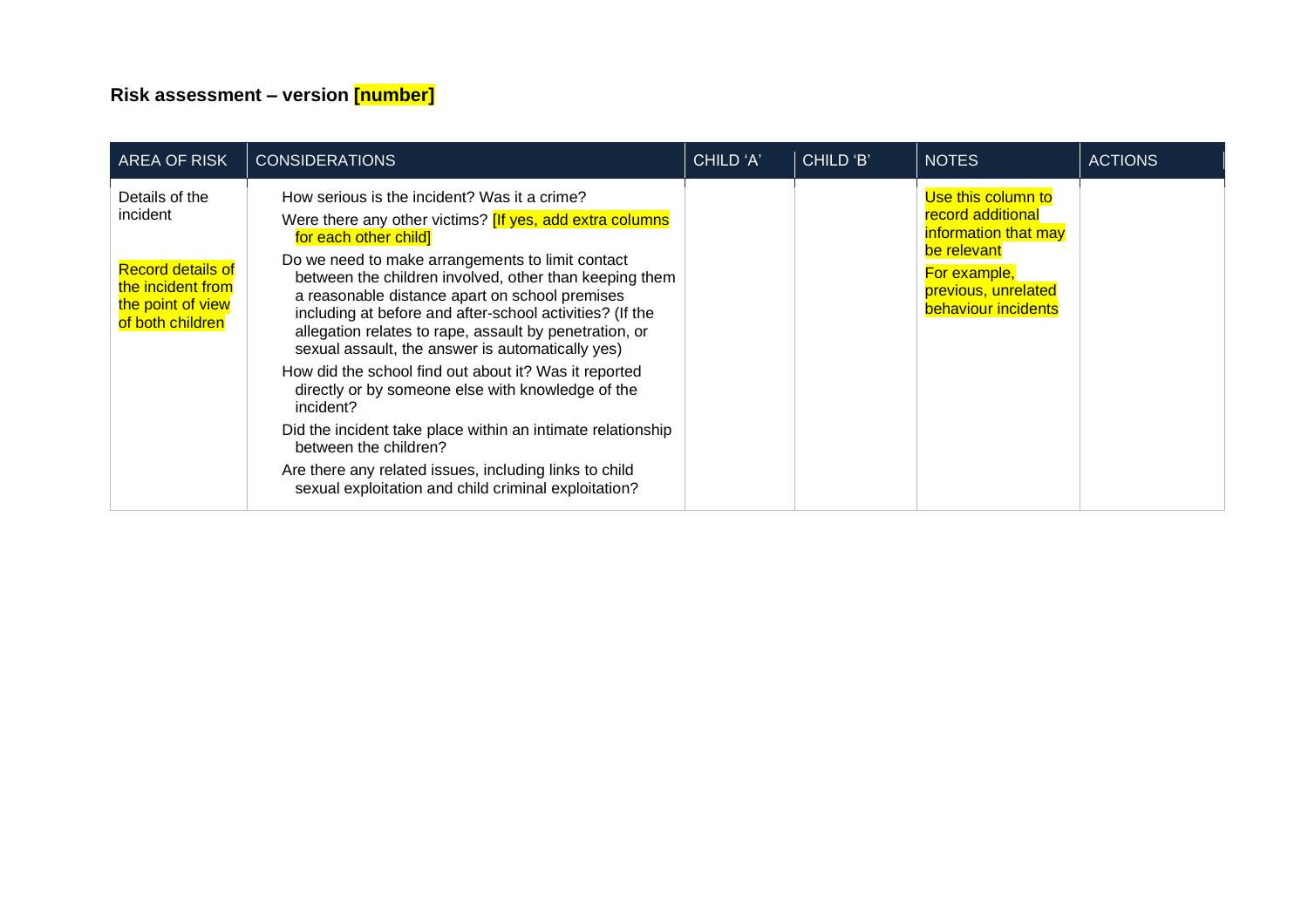**Risk assessment – version [number]**

| AREA OF RISK | CONSIDERATIONS | CHILD 'A' | CHILD 'B' | NOTES | ACTIONS |
|---|---|---|---|---|---|
| Details of the incident<br><br>Record details of the incident from the point of view of both children | How serious is the incident? Was it a crime?<br>Were there any other victims? [If yes, add extra columns for each other child]<br>Do we need to make arrangements to limit contact between the children involved, other than keeping them a reasonable distance apart on school premises including at before and after-school activities? (If the allegation relates to rape, assault by penetration, or sexual assault, the answer is automatically yes)<br>How did the school find out about it? Was it reported directly or by someone else with knowledge of the incident?<br>Did the incident take place within an intimate relationship between the children?<br>Are there any related issues, including links to child sexual exploitation and child criminal exploitation? | | | Use this column to record additional information that may be relevant<br>For example, previous, unrelated behaviour incidents | |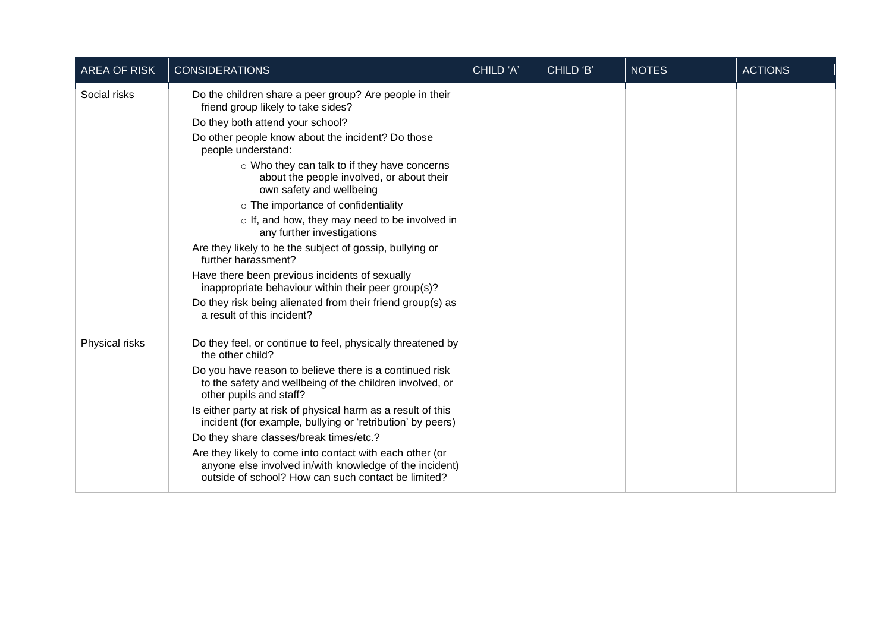| AREA OF RISK | CONSIDERATIONS | CHILD 'A' | CHILD 'B' | NOTES | ACTIONS |
|---|---|---|---|---|---|
| Social risks | Do the children share a peer group? Are people in their friend group likely to take sides?<br>Do they both attend your school?<br>Do other people know about the incident? Do those people understand:<br>○ Who they can talk to if they have concerns about the people involved, or about their own safety and wellbeing<br>○ The importance of confidentiality<br>○ If, and how, they may need to be involved in any further investigations<br>Are they likely to be the subject of gossip, bullying or further harassment?<br>Have there been previous incidents of sexually inappropriate behaviour within their peer group(s)?<br>Do they risk being alienated from their friend group(s) as a result of this incident? | | | | |
| Physical risks | Do they feel, or continue to feel, physically threatened by the other child?<br>Do you have reason to believe there is a continued risk to the safety and wellbeing of the children involved, or other pupils and staff?<br>Is either party at risk of physical harm as a result of this incident (for example, bullying or 'retribution' by peers)<br>Do they share classes/break times/etc.?<br>Are they likely to come into contact with each other (or anyone else involved in/with knowledge of the incident) outside of school? How can such contact be limited? | | | | |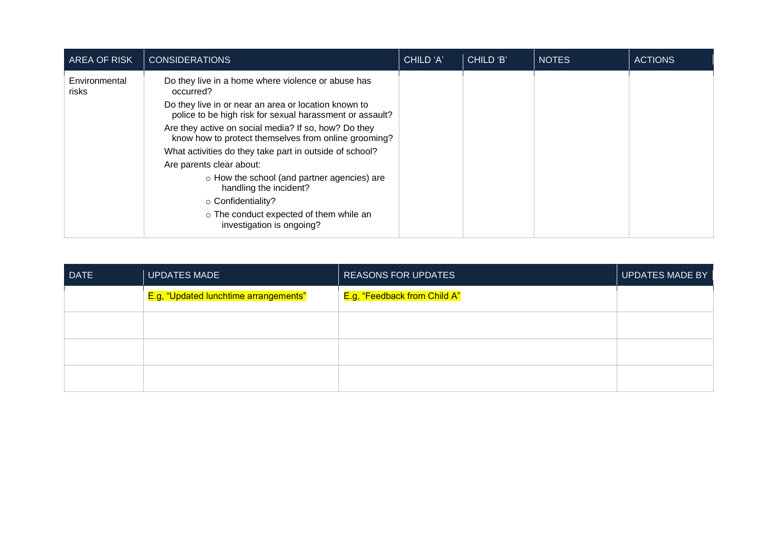| AREA OF RISK | CONSIDERATIONS | CHILD 'A' | CHILD 'B' | NOTES | ACTIONS |
|---|---|---|---|---|---|
| Environmental risks | Do they live in a home where violence or abuse has occurred?<br>Do they live in or near an area or location known to police to be high risk for sexual harassment or assault?<br>Are they active on social media? If so, how? Do they know how to protect themselves from online grooming?<br>What activities do they take part in outside of school?<br>Are parents clear about:<br>○ How the school (and partner agencies) are handling the incident?<br>○ Confidentiality?<br>○ The conduct expected of them while an investigation is ongoing? | | | | |

| DATE | UPDATES MADE | REASONS FOR UPDATES | UPDATES MADE BY |
|---|---|---|---|
| | E.g, "Updated lunchtime arrangements" | E.g, "Feedback from Child A" | |
| | | | |
| | | | |
| | | | |